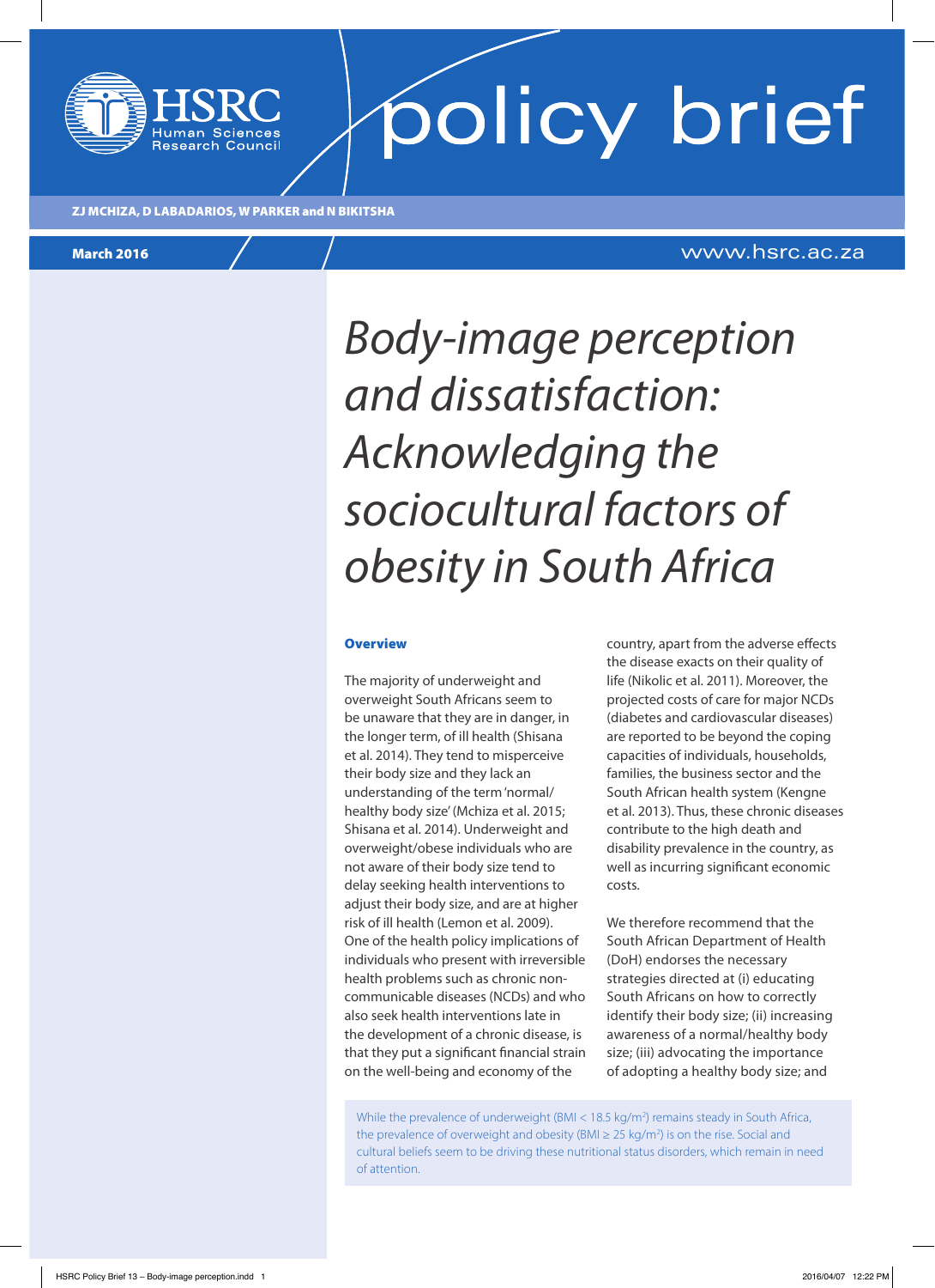HSRC Human Sciences Research Council

policy brief

ZJ MCHIZA, D LABADARIOS, W PARKER and N BIKITSHA

March 2016

www.hsrc.ac.za

# *Body-image perception and dissatisfaction: Acknowledging the sociocultural factors of obesity in South Africa*

## Overview

The majority of underweight and overweight South Africans seem to be unaware that they are in danger, in the longer term, of ill health (Shisana et al. 2014). They tend to misperceive their body size and they lack an understanding of the term 'normal/healthy body size' (Mchiza et al. 2015; Shisana et al. 2014). Underweight and overweight/obese individuals who are not aware of their body size tend to delay seeking health interventions to adjust their body size, and are at higher risk of ill health (Lemon et al. 2009). One of the health policy implications of individuals who present with irreversible health problems such as chronic non-communicable diseases (NCDs) and who also seek health interventions late in the development of a chronic disease, is that they put a significant financial strain on the well-being and economy of the country, apart from the adverse effects the disease exacts on their quality of life (Nikolic et al. 2011). Moreover, the projected costs of care for major NCDs (diabetes and cardiovascular diseases) are reported to be beyond the coping capacities of individuals, households, families, the business sector and the South African health system (Kengne et al. 2013). Thus, these chronic diseases contribute to the high death and disability prevalence in the country, as well as incurring significant economic costs.

We therefore recommend that the South African Department of Health (DoH) endorses the necessary strategies directed at (i) educating South Africans on how to correctly identify their body size; (ii) increasing awareness of a normal/healthy body size; (iii) advocating the importance of adopting a healthy body size; and

While the prevalence of underweight (BMI < 18.5 kg/m$^2$) remains steady in South Africa, the prevalence of overweight and obesity (BMI ≥ 25 kg/m$^2$) is on the rise. Social and cultural beliefs seem to be driving these nutritional status disorders, which remain in need of attention.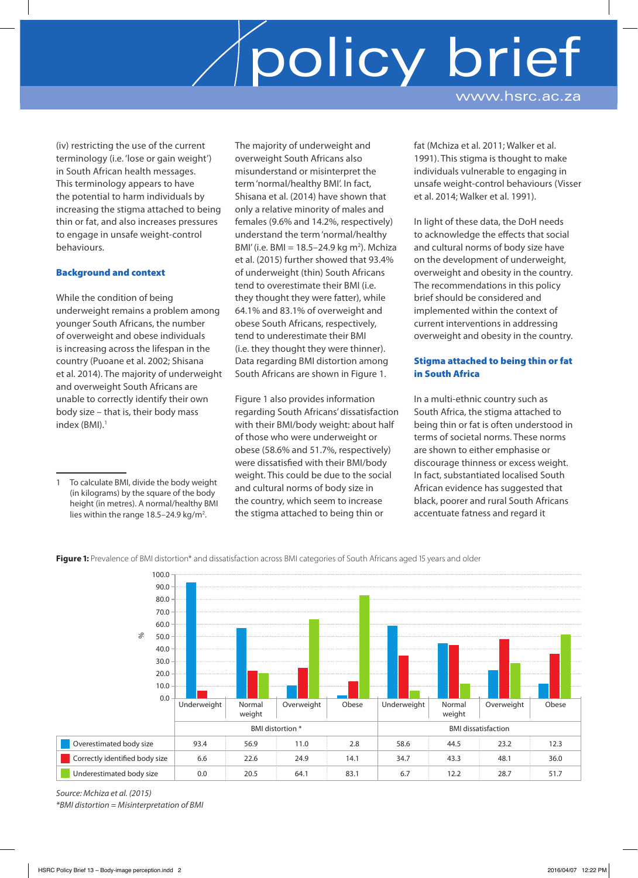(iv) restricting the use of the current terminology (i.e. 'lose or gain weight') in South African health messages. This terminology appears to have the potential to harm individuals by increasing the stigma attached to being thin or fat, and also increases pressures to engage in unsafe weight-control behaviours.

## Background and context

While the condition of being underweight remains a problem among younger South Africans, the number of overweight and obese individuals is increasing across the lifespan in the country (Puoane et al. 2002; Shisana et al. 2014). The majority of underweight and overweight South Africans are unable to correctly identify their own body size – that is, their body mass index (BMI).[1]

The majority of underweight and overweight South Africans also misunderstand or misinterpret the term 'normal/healthy BMI'. In fact, Shisana et al. (2014) have shown that only a relative minority of males and females (9.6% and 14.2%, respectively) understand the term 'normal/healthy BMI' (i.e. BMI = 18.5–24.9 kg m$^2$). Mchiza et al. (2015) further showed that 93.4% of underweight (thin) South Africans tend to overestimate their BMI (i.e. they thought they were fatter), while 64.1% and 83.1% of overweight and obese South Africans, respectively, tend to underestimate their BMI (i.e. they thought they were thinner). Data regarding BMI distortion among South Africans are shown in Figure 1.

Figure 1 also provides information regarding South Africans' dissatisfaction with their BMI/body weight: about half of those who were underweight or obese (58.6% and 51.7%, respectively) were dissatisfied with their BMI/body weight. This could be due to the social and cultural norms of body size in the country, which seem to increase the stigma attached to being thin or fat (Mchiza et al. 2011; Walker et al. 1991). This stigma is thought to make individuals vulnerable to engaging in unsafe weight-control behaviours (Visser et al. 2014; Walker et al. 1991).

In light of these data, the DoH needs to acknowledge the effects that social and cultural norms of body size have on the development of underweight, overweight and obesity in the country. The recommendations in this policy brief should be considered and implemented within the context of current interventions in addressing overweight and obesity in the country.

## Stigma attached to being thin or fat in South Africa

In a multi-ethnic country such as South Africa, the stigma attached to being thin or fat is often understood in terms of societal norms. These norms are shown to either emphasise or discourage thinness or excess weight. In fact, substantiated localised South African evidence has suggested that black, poorer and rural South Africans accentuate fatness and regard it

---

1 To calculate BMI, divide the body weight (in kilograms) by the square of the body height (in metres). A normal/healthy BMI lies within the range 18.5–24.9 kg/m$^2$.

**Figure 1:** Prevalence of BMI distortion* and dissatisfaction across BMI categories of South Africans aged 15 years and older

| | BMI distortion * | | | | BMI dissatisfaction | | | |
|---|---|---|---|---|---|---|---|---|
| | Underweight | Normal weight | Overweight | Obese | Underweight | Normal weight | Overweight | Obese |
| Overestimated body size | 93.4 | 56.9 | 11.0 | 2.8 | 58.6 | 44.5 | 23.2 | 12.3 |
| Correctly identified body size | 6.6 | 22.6 | 24.9 | 14.1 | 34.7 | 43.3 | 48.1 | 36.0 |
| Underestimated body size | 0.0 | 20.5 | 64.1 | 83.1 | 6.7 | 12.2 | 28.7 | 51.7 |

*Source: Mchiza et al. (2015)*
*\*BMI distortion = Misinterpretation of BMI*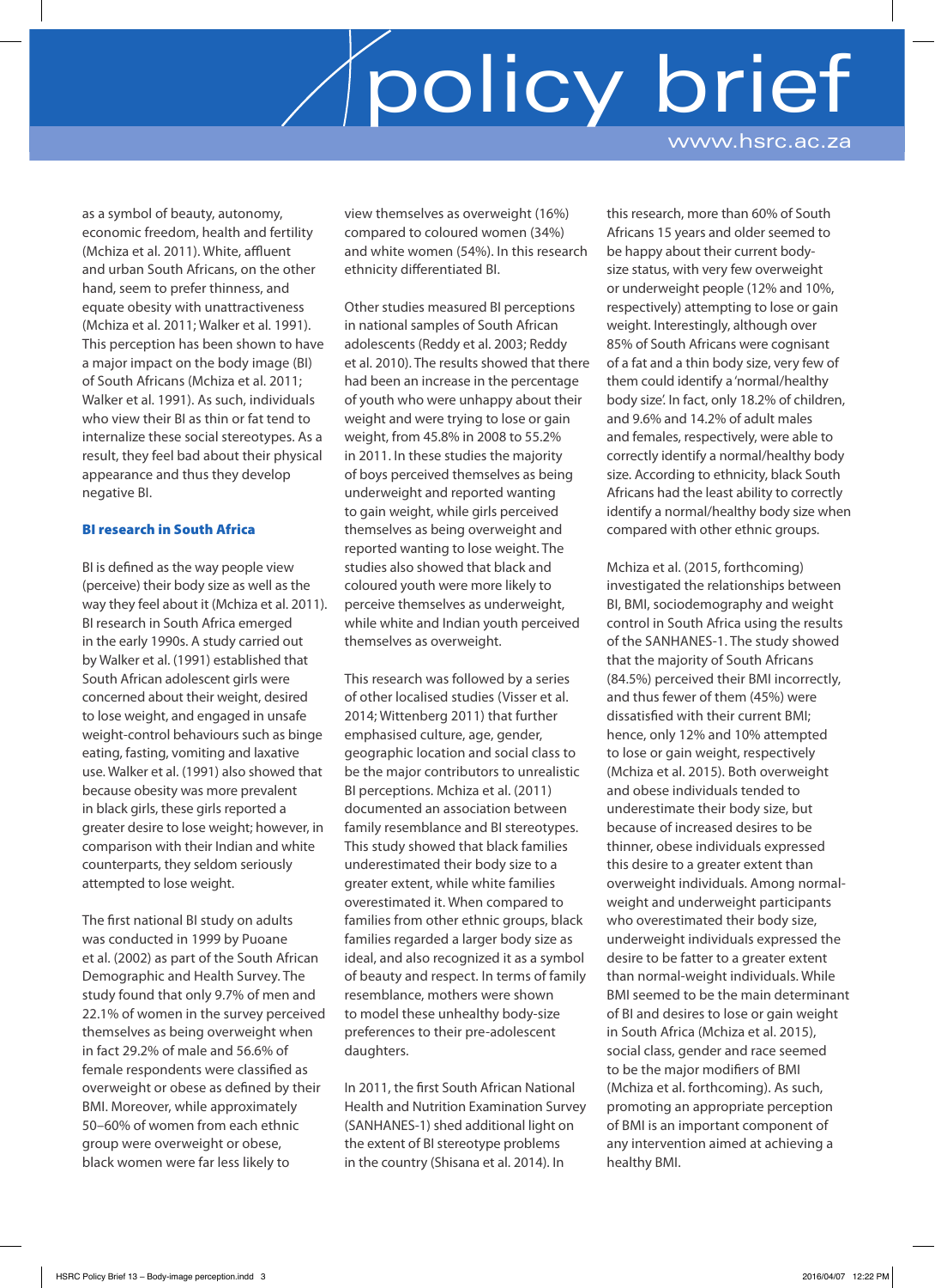as a symbol of beauty, autonomy, economic freedom, health and fertility (Mchiza et al. 2011). White, affluent and urban South Africans, on the other hand, seem to prefer thinness, and equate obesity with unattractiveness (Mchiza et al. 2011; Walker et al. 1991). This perception has been shown to have a major impact on the body image (BI) of South Africans (Mchiza et al. 2011; Walker et al. 1991). As such, individuals who view their BI as thin or fat tend to internalize these social stereotypes. As a result, they feel bad about their physical appearance and thus they develop negative BI.

## BI research in South Africa

BI is defined as the way people view (perceive) their body size as well as the way they feel about it (Mchiza et al. 2011). BI research in South Africa emerged in the early 1990s. A study carried out by Walker et al. (1991) established that South African adolescent girls were concerned about their weight, desired to lose weight, and engaged in unsafe weight-control behaviours such as binge eating, fasting, vomiting and laxative use. Walker et al. (1991) also showed that because obesity was more prevalent in black girls, these girls reported a greater desire to lose weight; however, in comparison with their Indian and white counterparts, they seldom seriously attempted to lose weight.

The first national BI study on adults was conducted in 1999 by Puoane et al. (2002) as part of the South African Demographic and Health Survey. The study found that only 9.7% of men and 22.1% of women in the survey perceived themselves as being overweight when in fact 29.2% of male and 56.6% of female respondents were classified as overweight or obese as defined by their BMI. Moreover, while approximately 50–60% of women from each ethnic group were overweight or obese, black women were far less likely to view themselves as overweight (16%) compared to coloured women (34%) and white women (54%). In this research ethnicity differentiated BI.

Other studies measured BI perceptions in national samples of South African adolescents (Reddy et al. 2003; Reddy et al. 2010). The results showed that there had been an increase in the percentage of youth who were unhappy about their weight and were trying to lose or gain weight, from 45.8% in 2008 to 55.2% in 2011. In these studies the majority of boys perceived themselves as being underweight and reported wanting to gain weight, while girls perceived themselves as being overweight and reported wanting to lose weight. The studies also showed that black and coloured youth were more likely to perceive themselves as underweight, while white and Indian youth perceived themselves as overweight.

This research was followed by a series of other localised studies (Visser et al. 2014; Wittenberg 2011) that further emphasised culture, age, gender, geographic location and social class to be the major contributors to unrealistic BI perceptions. Mchiza et al. (2011) documented an association between family resemblance and BI stereotypes. This study showed that black families underestimated their body size to a greater extent, while white families overestimated it. When compared to families from other ethnic groups, black families regarded a larger body size as ideal, and also recognized it as a symbol of beauty and respect. In terms of family resemblance, mothers were shown to model these unhealthy body-size preferences to their pre-adolescent daughters.

In 2011, the first South African National Health and Nutrition Examination Survey (SANHANES-1) shed additional light on the extent of BI stereotype problems in the country (Shisana et al. 2014). In this research, more than 60% of South Africans 15 years and older seemed to be happy about their current body-size status, with very few overweight or underweight people (12% and 10%, respectively) attempting to lose or gain weight. Interestingly, although over 85% of South Africans were cognisant of a fat and a thin body size, very few of them could identify a 'normal/healthy body size'. In fact, only 18.2% of children, and 9.6% and 14.2% of adult males and females, respectively, were able to correctly identify a normal/healthy body size. According to ethnicity, black South Africans had the least ability to correctly identify a normal/healthy body size when compared with other ethnic groups.

Mchiza et al. (2015, forthcoming) investigated the relationships between BI, BMI, sociodemography and weight control in South Africa using the results of the SANHANES-1. The study showed that the majority of South Africans (84.5%) perceived their BMI incorrectly, and thus fewer of them (45%) were dissatisfied with their current BMI; hence, only 12% and 10% attempted to lose or gain weight, respectively (Mchiza et al. 2015). Both overweight and obese individuals tended to underestimate their body size, but because of increased desires to be thinner, obese individuals expressed this desire to a greater extent than overweight individuals. Among normal-weight and underweight participants who overestimated their body size, underweight individuals expressed the desire to be fatter to a greater extent than normal-weight individuals. While BMI seemed to be the main determinant of BI and desires to lose or gain weight in South Africa (Mchiza et al. 2015), social class, gender and race seemed to be the major modifiers of BMI (Mchiza et al. forthcoming). As such, promoting an appropriate perception of BMI is an important component of any intervention aimed at achieving a healthy BMI.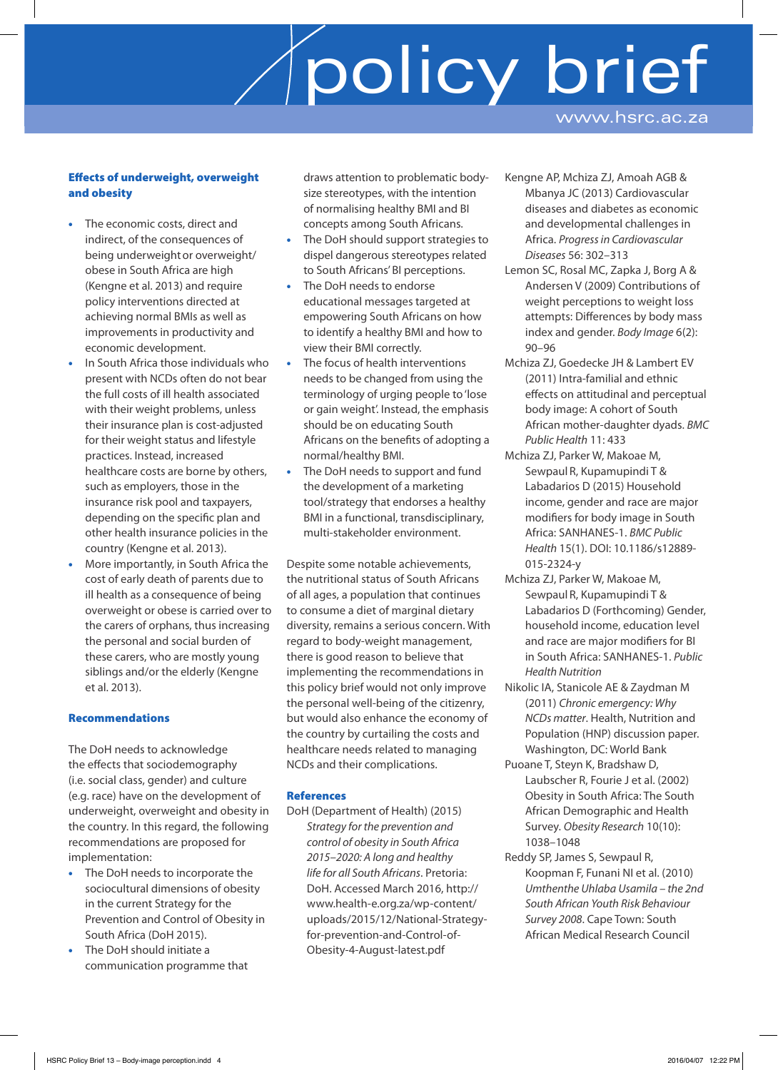### Effects of underweight, overweight and obesity

- The economic costs, direct and indirect, of the consequences of being underweight or overweight/obese in South Africa are high (Kengne et al. 2013) and require policy interventions directed at achieving normal BMIs as well as improvements in productivity and economic development.
- In South Africa those individuals who present with NCDs often do not bear the full costs of ill health associated with their weight problems, unless their insurance plan is cost-adjusted for their weight status and lifestyle practices. Instead, increased healthcare costs are borne by others, such as employers, those in the insurance risk pool and taxpayers, depending on the specific plan and other health insurance policies in the country (Kengne et al. 2013).
- More importantly, in South Africa the cost of early death of parents due to ill health as a consequence of being overweight or obese is carried over to the carers of orphans, thus increasing the personal and social burden of these carers, who are mostly young siblings and/or the elderly (Kengne et al. 2013).

### Recommendations

The DoH needs to acknowledge the effects that sociodemography (i.e. social class, gender) and culture (e.g. race) have on the development of underweight, overweight and obesity in the country. In this regard, the following recommendations are proposed for implementation:

- The DoH needs to incorporate the sociocultural dimensions of obesity in the current Strategy for the Prevention and Control of Obesity in South Africa (DoH 2015).
- The DoH should initiate a communication programme that draws attention to problematic body-size stereotypes, with the intention of normalising healthy BMI and BI concepts among South Africans.
- The DoH should support strategies to dispel dangerous stereotypes related to South Africans' BI perceptions.
- The DoH needs to endorse educational messages targeted at empowering South Africans on how to identify a healthy BMI and how to view their BMI correctly.
- The focus of health interventions needs to be changed from using the terminology of urging people to 'lose or gain weight'. Instead, the emphasis should be on educating South Africans on the benefits of adopting a normal/healthy BMI.
- The DoH needs to support and fund the development of a marketing tool/strategy that endorses a healthy BMI in a functional, transdisciplinary, multi-stakeholder environment.

Despite some notable achievements, the nutritional status of South Africans of all ages, a population that continues to consume a diet of marginal dietary diversity, remains a serious concern. With regard to body-weight management, there is good reason to believe that implementing the recommendations in this policy brief would not only improve the personal well-being of the citizenry, but would also enhance the economy of the country by curtailing the costs and healthcare needs related to managing NCDs and their complications.

### References

DoH (Department of Health) (2015) *Strategy for the prevention and control of obesity in South Africa 2015–2020: A long and healthy life for all South Africans*. Pretoria: DoH. Accessed March 2016, http://www.health-e.org.za/wp-content/uploads/2015/12/National-Strategy-for-prevention-and-Control-of-Obesity-4-August-latest.pdf

Kengne AP, Mchiza ZJ, Amoah AGB & Mbanya JC (2013) Cardiovascular diseases and diabetes as economic and developmental challenges in Africa. *Progress in Cardiovascular Diseases* 56: 302–313

Lemon SC, Rosal MC, Zapka J, Borg A & Andersen V (2009) Contributions of weight perceptions to weight loss attempts: Differences by body mass index and gender. *Body Image* 6(2): 90–96

Mchiza ZJ, Goedecke JH & Lambert EV (2011) Intra-familial and ethnic effects on attitudinal and perceptual body image: A cohort of South African mother-daughter dyads. *BMC Public Health* 11: 433

Mchiza ZJ, Parker W, Makoae M, Sewpaul R, Kupamupindi T & Labadarios D (2015) Household income, gender and race are major modifiers for body image in South Africa: SANHANES-1. *BMC Public Health* 15(1). DOI: 10.1186/s12889-015-2324-y

Mchiza ZJ, Parker W, Makoae M, Sewpaul R, Kupamupindi T & Labadarios D (Forthcoming) Gender, household income, education level and race are major modifiers for BI in South Africa: SANHANES-1. *Public Health Nutrition*

Nikolic IA, Stanicole AE & Zaydman M (2011) *Chronic emergency: Why NCDs matter*. Health, Nutrition and Population (HNP) discussion paper. Washington, DC: World Bank

Puoane T, Steyn K, Bradshaw D, Laubscher R, Fourie J et al. (2002) Obesity in South Africa: The South African Demographic and Health Survey. *Obesity Research* 10(10): 1038–1048

Reddy SP, James S, Sewpaul R, Koopman F, Funani NI et al. (2010) *Umthenthe Uhlaba Usamila – the 2nd South African Youth Risk Behaviour Survey 2008*. Cape Town: South African Medical Research Council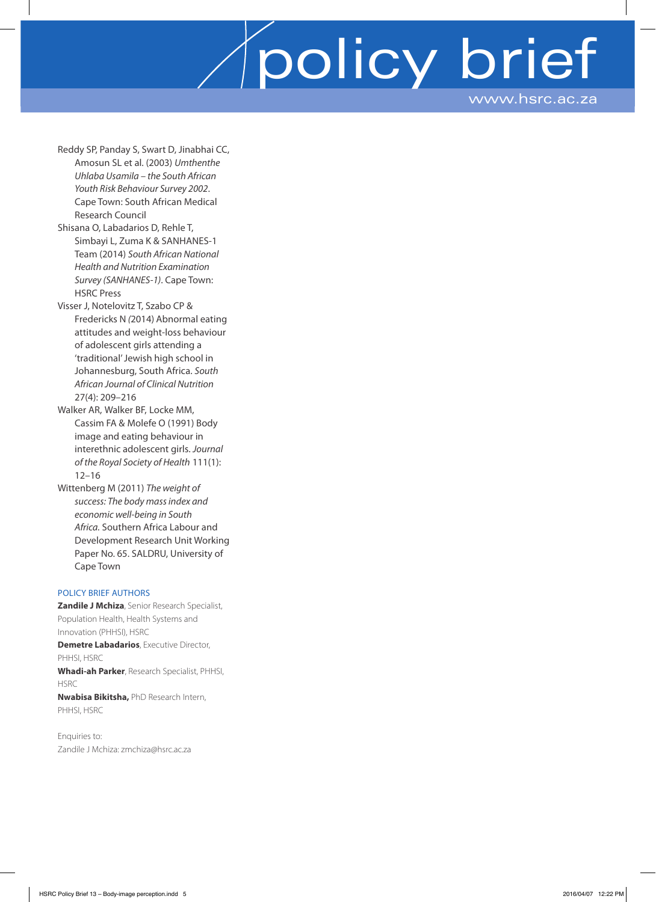Reddy SP, Panday S, Swart D, Jinabhai CC, Amosun SL et al. (2003) *Umthenthe Uhlaba Usamila – the South African Youth Risk Behaviour Survey 2002*. Cape Town: South African Medical Research Council

Shisana O, Labadarios D, Rehle T, Simbayi L, Zuma K & SANHANES-1 Team (2014) *South African National Health and Nutrition Examination Survey (SANHANES-1)*. Cape Town: HSRC Press

Visser J, Notelovitz T, Szabo CP & Fredericks N (2014) Abnormal eating attitudes and weight-loss behaviour of adolescent girls attending a 'traditional' Jewish high school in Johannesburg, South Africa. *South African Journal of Clinical Nutrition* 27(4): 209–216

Walker AR, Walker BF, Locke MM, Cassim FA & Molefe O (1991) Body image and eating behaviour in interethnic adolescent girls. *Journal of the Royal Society of Health* 111(1): 12–16

Wittenberg M (2011) *The weight of success: The body mass index and economic well-being in South Africa.* Southern Africa Labour and Development Research Unit Working Paper No. 65. SALDRU, University of Cape Town

## POLICY BRIEF AUTHORS

**Zandile J Mchiza**, Senior Research Specialist, Population Health, Health Systems and Innovation (PHHSI), HSRC

**Demetre Labadarios**, Executive Director, PHHSI, HSRC

**Whadi-ah Parker**, Research Specialist, PHHSI, HSRC

**Nwabisa Bikitsha,** PhD Research Intern, PHHSI, HSRC

Enquiries to:
Zandile J Mchiza: zmchiza@hsrc.ac.za